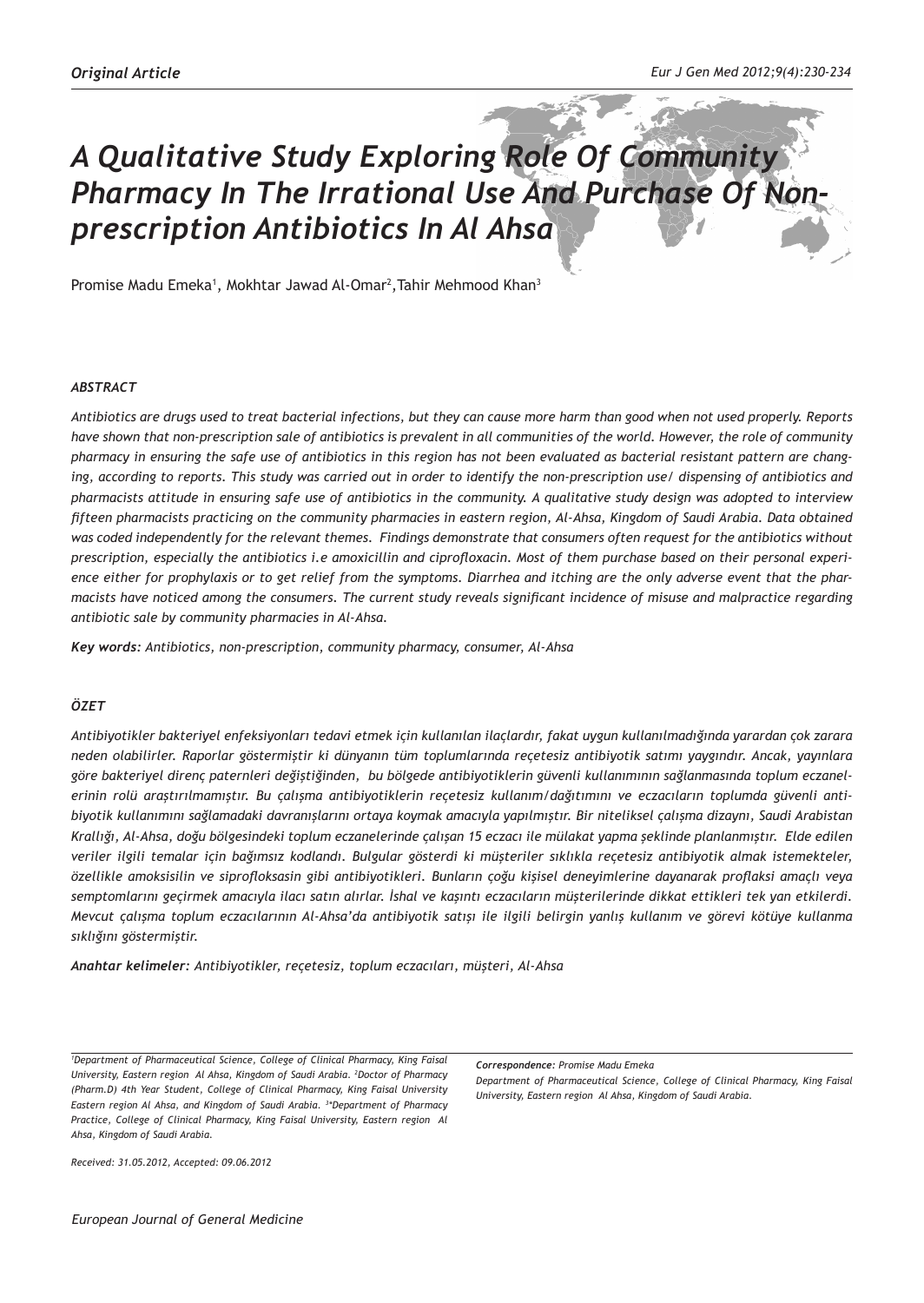*Original Article*

# *A Qualitative Study Exploring Role Of Community Pharmacy In The Irrational Use And Purchase Of Non-prescription Antibiotics In Al Ahsa*

Promise Madu Emeka[1], Mokhtar Jawad Al-Omar[2], Tahir Mehmood Khan[3]

### *ABSTRACT*

*Antibiotics are drugs used to treat bacterial infections, but they can cause more harm than good when not used properly. Reports have shown that non-prescription sale of antibiotics is prevalent in all communities of the world. However, the role of community pharmacy in ensuring the safe use of antibiotics in this region has not been evaluated as bacterial resistant pattern are changing, according to reports. This study was carried out in order to identify the non-prescription use/ dispensing of antibiotics and pharmacists attitude in ensuring safe use of antibiotics in the community. A qualitative study design was adopted to interview fifteen pharmacists practicing on the community pharmacies in eastern region, Al-Ahsa, Kingdom of Saudi Arabia. Data obtained was coded independently for the relevant themes. Findings demonstrate that consumers often request for the antibiotics without prescription, especially the antibiotics i.e amoxicillin and ciprofloxacin. Most of them purchase based on their personal experience either for prophylaxis or to get relief from the symptoms. Diarrhea and itching are the only adverse event that the pharmacists have noticed among the consumers. The current study reveals significant incidence of misuse and malpractice regarding antibiotic sale by community pharmacies in Al-Ahsa.*

***Key words:*** *Antibiotics, non-prescription, community pharmacy, consumer, Al-Ahsa*

### *ÖZET*

*Antibiyotikler bakteriyel enfeksiyonları tedavi etmek için kullanılan ilaçlardır, fakat uygun kullanılmadığında yarardan çok zarara neden olabilirler. Raporlar göstermiştir ki dünyanın tüm toplumlarında reçetesiz antibiyotik satımı yaygındır. Ancak, yayınlara göre bakteriyel direnç paternleri değiştiğinden, bu bölgede antibiyotiklerin güvenli kullanımının sağlanmasında toplum eczanelerinin rolü araştırılmamıştır. Bu çalışma antibiyotiklerin reçetesiz kullanım/dağıtımını ve eczacıların toplumda güvenli antibiyotik kullanımını sağlamadaki davranışlarını ortaya koymak amacıyla yapılmıştır. Bir niteliksel çalışma dizaynı, Saudi Arabistan Krallığı, Al-Ahsa, doğu bölgesindeki toplum eczanelerinde çalışan 15 eczacı ile mülakat yapma şeklinde planlanmıştır. Elde edilen veriler ilgili temalar için bağımsız kodlandı. Bulgular gösterdi ki müşteriler sıklıkla reçetesiz antibiyotik almak istemekteler, özellikle amoksisilin ve siprofloksasin gibi antibiyotikleri. Bunların çoğu kişisel deneyimlerine dayanarak proflaksi amaçlı veya semptomlarını geçirmek amacıyla ilacı satın alırlar. İshal ve kaşıntı eczacıların müşterilerinde dikkat ettikleri tek yan etkilerdi. Mevcut çalışma toplum eczacılarının Al-Ahsa'da antibiyotik satışı ile ilgili belirgin yanlış kullanım ve görevi kötüye kullanma sıklığını göstermiştir.*

***Anahtar kelimeler:*** *Antibiyotikler, reçetesiz, toplum eczacıları, müşteri, Al-Ahsa*

---

*[1]Department of Pharmaceutical Science, College of Clinical Pharmacy, King Faisal University, Eastern region Al Ahsa, Kingdom of Saudi Arabia. [2]Doctor of Pharmacy (Pharm.D) 4th Year Student, College of Clinical Pharmacy, King Faisal University Eastern region Al Ahsa, and Kingdom of Saudi Arabia. [3]\*Department of Pharmacy Practice, College of Clinical Pharmacy, King Faisal University, Eastern region Al Ahsa, Kingdom of Saudi Arabia.*

***Correspondence:*** *Promise Madu Emeka*
*Department of Pharmaceutical Science, College of Clinical Pharmacy, King Faisal University, Eastern region Al Ahsa, Kingdom of Saudi Arabia.*

*Received: 31.05.2012, Accepted: 09.06.2012*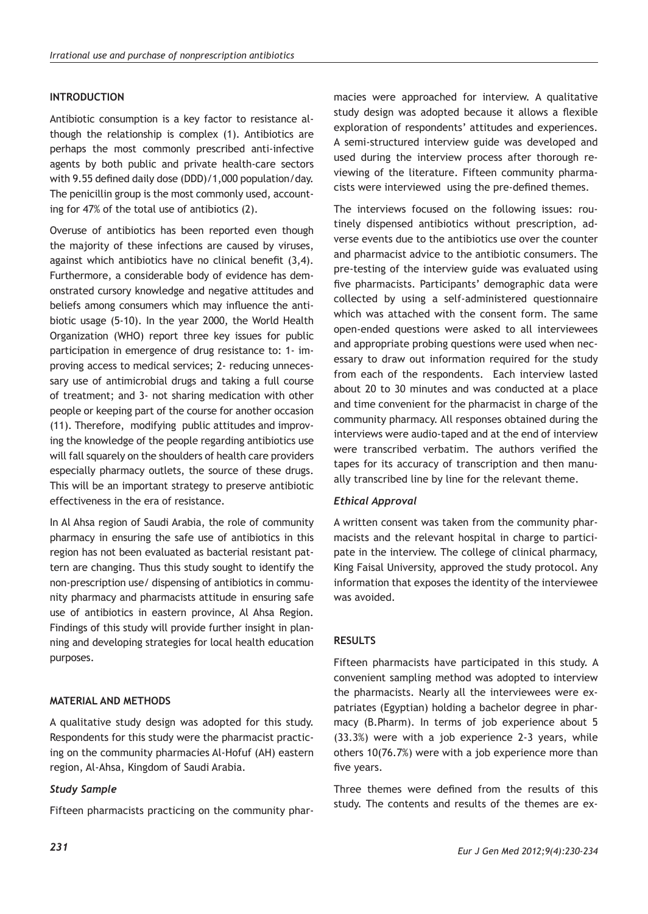## INTRODUCTION

Antibiotic consumption is a key factor to resistance although the relationship is complex (1). Antibiotics are perhaps the most commonly prescribed anti-infective agents by both public and private health-care sectors with 9.55 defined daily dose (DDD)/1,000 population/day. The penicillin group is the most commonly used, accounting for 47% of the total use of antibiotics (2).

Overuse of antibiotics has been reported even though the majority of these infections are caused by viruses, against which antibiotics have no clinical benefit (3,4). Furthermore, a considerable body of evidence has demonstrated cursory knowledge and negative attitudes and beliefs among consumers which may influence the antibiotic usage (5-10). In the year 2000, the World Health Organization (WHO) report three key issues for public participation in emergence of drug resistance to: 1- improving access to medical services; 2- reducing unnecessary use of antimicrobial drugs and taking a full course of treatment; and 3- not sharing medication with other people or keeping part of the course for another occasion (11). Therefore, modifying public attitudes and improving the knowledge of the people regarding antibiotics use will fall squarely on the shoulders of health care providers especially pharmacy outlets, the source of these drugs. This will be an important strategy to preserve antibiotic effectiveness in the era of resistance.

In Al Ahsa region of Saudi Arabia, the role of community pharmacy in ensuring the safe use of antibiotics in this region has not been evaluated as bacterial resistant pattern are changing. Thus this study sought to identify the non-prescription use/ dispensing of antibiotics in community pharmacy and pharmacists attitude in ensuring safe use of antibiotics in eastern province, Al Ahsa Region. Findings of this study will provide further insight in planning and developing strategies for local health education purposes.

## MATERIAL AND METHODS

A qualitative study design was adopted for this study. Respondents for this study were the pharmacist practicing on the community pharmacies Al-Hofuf (AH) eastern region, Al-Ahsa, Kingdom of Saudi Arabia.

### *Study Sample*

Fifteen pharmacists practicing on the community pharmacies were approached for interview. A qualitative study design was adopted because it allows a flexible exploration of respondents' attitudes and experiences. A semi-structured interview guide was developed and used during the interview process after thorough reviewing of the literature. Fifteen community pharmacists were interviewed using the pre-defined themes.

The interviews focused on the following issues: routinely dispensed antibiotics without prescription, adverse events due to the antibiotics use over the counter and pharmacist advice to the antibiotic consumers. The pre-testing of the interview guide was evaluated using five pharmacists. Participants' demographic data were collected by using a self-administered questionnaire which was attached with the consent form. The same open-ended questions were asked to all interviewees and appropriate probing questions were used when necessary to draw out information required for the study from each of the respondents. Each interview lasted about 20 to 30 minutes and was conducted at a place and time convenient for the pharmacist in charge of the community pharmacy. All responses obtained during the interviews were audio-taped and at the end of interview were transcribed verbatim. The authors verified the tapes for its accuracy of transcription and then manually transcribed line by line for the relevant theme.

### *Ethical Approval*

A written consent was taken from the community pharmacists and the relevant hospital in charge to participate in the interview. The college of clinical pharmacy, King Faisal University, approved the study protocol. Any information that exposes the identity of the interviewee was avoided.

## RESULTS

Fifteen pharmacists have participated in this study. A convenient sampling method was adopted to interview the pharmacists. Nearly all the interviewees were expatriates (Egyptian) holding a bachelor degree in pharmacy (B.Pharm). In terms of job experience about 5 (33.3%) were with a job experience 2-3 years, while others 10(76.7%) were with a job experience more than five years.

Three themes were defined from the results of this study. The contents and results of the themes are ex-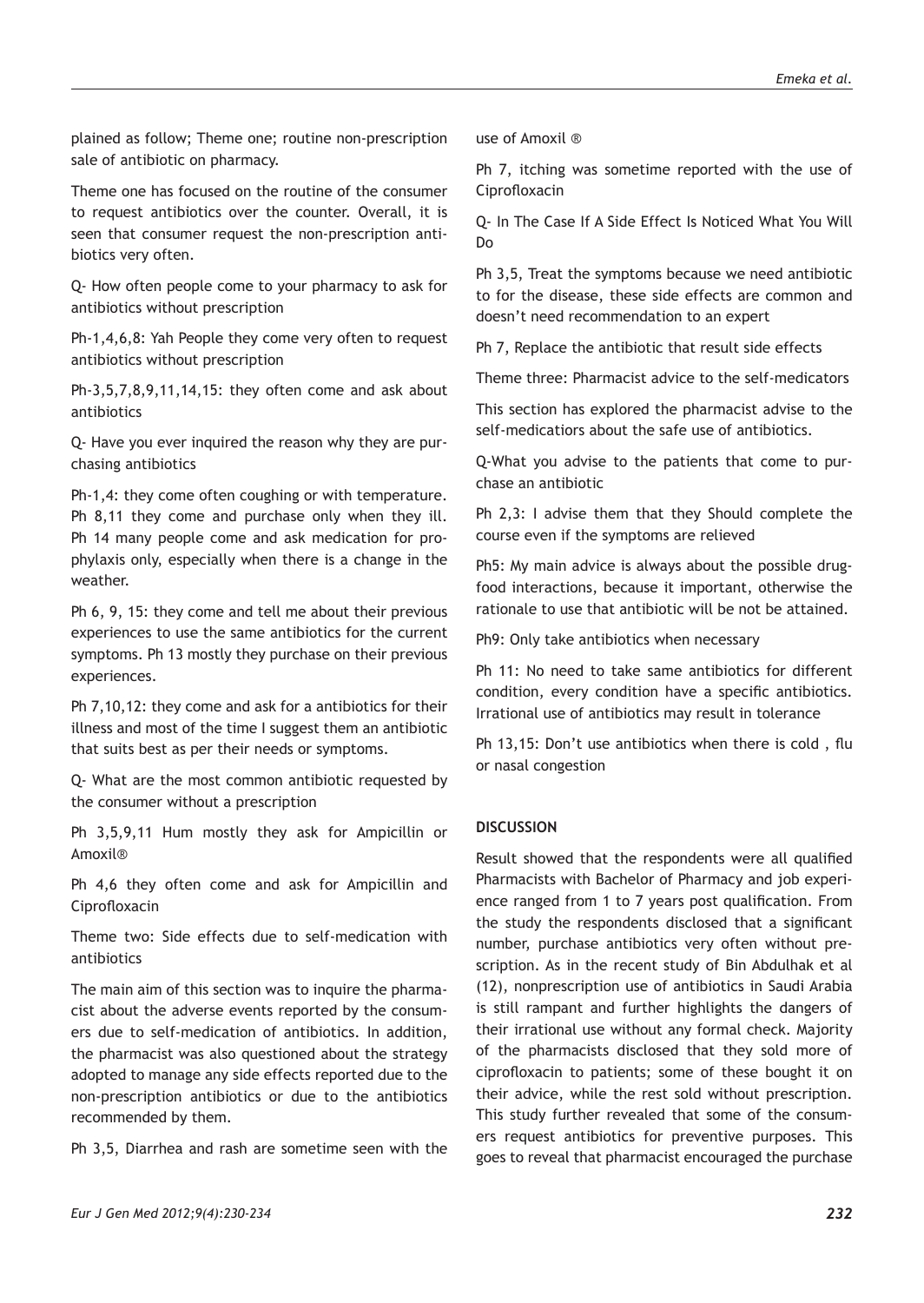plained as follow; Theme one; routine non-prescription sale of antibiotic on pharmacy.

Theme one has focused on the routine of the consumer to request antibiotics over the counter. Overall, it is seen that consumer request the non-prescription antibiotics very often.

Q- How often people come to your pharmacy to ask for antibiotics without prescription

Ph-1,4,6,8: Yah People they come very often to request antibiotics without prescription

Ph-3,5,7,8,9,11,14,15: they often come and ask about antibiotics

Q- Have you ever inquired the reason why they are purchasing antibiotics

Ph-1,4: they come often coughing or with temperature. Ph 8,11 they come and purchase only when they ill. Ph 14 many people come and ask medication for prophylaxis only, especially when there is a change in the weather.

Ph 6, 9, 15: they come and tell me about their previous experiences to use the same antibiotics for the current symptoms. Ph 13 mostly they purchase on their previous experiences.

Ph 7,10,12: they come and ask for a antibiotics for their illness and most of the time I suggest them an antibiotic that suits best as per their needs or symptoms.

Q- What are the most common antibiotic requested by the consumer without a prescription

Ph 3,5,9,11 Hum mostly they ask for Ampicillin or Amoxil®

Ph 4,6 they often come and ask for Ampicillin and Ciprofloxacin

Theme two: Side effects due to self-medication with antibiotics

The main aim of this section was to inquire the pharmacist about the adverse events reported by the consumers due to self-medication of antibiotics. In addition, the pharmacist was also questioned about the strategy adopted to manage any side effects reported due to the non-prescription antibiotics or due to the antibiotics recommended by them.

Ph 3,5, Diarrhea and rash are sometime seen with the use of Amoxil ®

Ph 7, itching was sometime reported with the use of Ciprofloxacin

Q- In The Case If A Side Effect Is Noticed What You Will Do

Ph 3,5, Treat the symptoms because we need antibiotic to for the disease, these side effects are common and doesn't need recommendation to an expert

Ph 7, Replace the antibiotic that result side effects

Theme three: Pharmacist advice to the self-medicators

This section has explored the pharmacist advise to the self-medicatiors about the safe use of antibiotics.

Q-What you advise to the patients that come to purchase an antibiotic

Ph 2,3: I advise them that they Should complete the course even if the symptoms are relieved

Ph5: My main advice is always about the possible drug-food interactions, because it important, otherwise the rationale to use that antibiotic will be not be attained.

Ph9: Only take antibiotics when necessary

Ph 11: No need to take same antibiotics for different condition, every condition have a specific antibiotics. Irrational use of antibiotics may result in tolerance

Ph 13,15: Don't use antibiotics when there is cold , flu or nasal congestion

## DISCUSSION

Result showed that the respondents were all qualified Pharmacists with Bachelor of Pharmacy and job experience ranged from 1 to 7 years post qualification. From the study the respondents disclosed that a significant number, purchase antibiotics very often without prescription. As in the recent study of Bin Abdulhak et al (12), nonprescription use of antibiotics in Saudi Arabia is still rampant and further highlights the dangers of their irrational use without any formal check. Majority of the pharmacists disclosed that they sold more of ciprofloxacin to patients; some of these bought it on their advice, while the rest sold without prescription. This study further revealed that some of the consumers request antibiotics for preventive purposes. This goes to reveal that pharmacist encouraged the purchase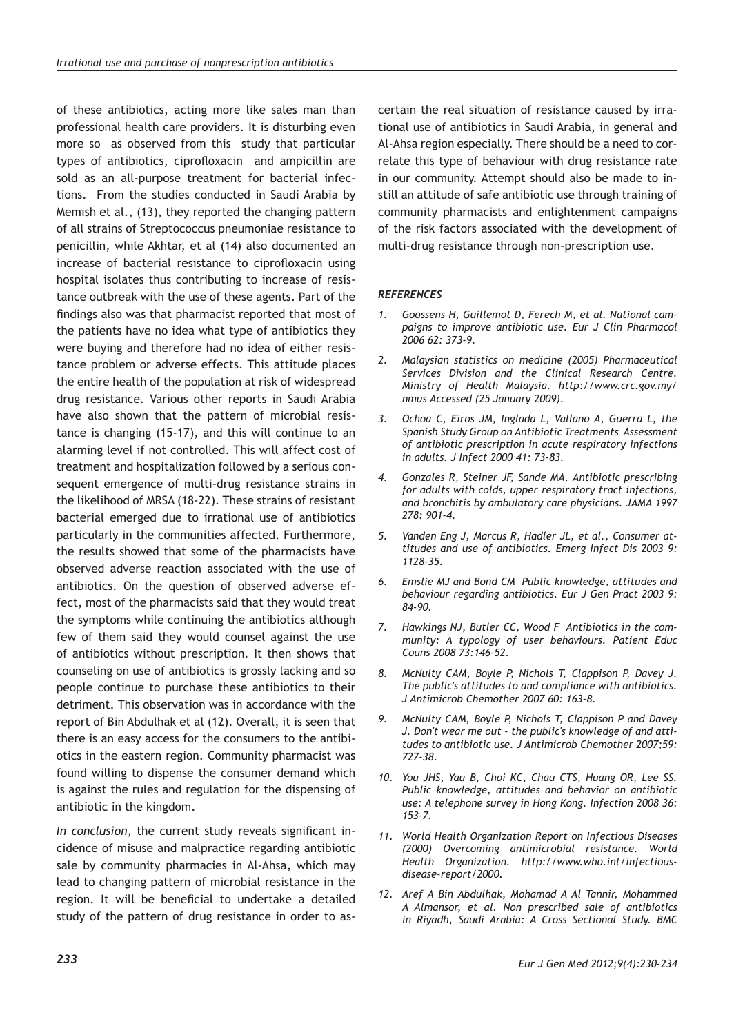of these antibiotics, acting more like sales man than professional health care providers. It is disturbing even more so as observed from this study that particular types of antibiotics, ciprofloxacin and ampicillin are sold as an all-purpose treatment for bacterial infections. From the studies conducted in Saudi Arabia by Memish et al., (13), they reported the changing pattern of all strains of Streptococcus pneumoniae resistance to penicillin, while Akhtar, et al (14) also documented an increase of bacterial resistance to ciprofloxacin using hospital isolates thus contributing to increase of resistance outbreak with the use of these agents. Part of the findings also was that pharmacist reported that most of the patients have no idea what type of antibiotics they were buying and therefore had no idea of either resistance problem or adverse effects. This attitude places the entire health of the population at risk of widespread drug resistance. Various other reports in Saudi Arabia have also shown that the pattern of microbial resistance is changing (15-17), and this will continue to an alarming level if not controlled. This will affect cost of treatment and hospitalization followed by a serious consequent emergence of multi-drug resistance strains in the likelihood of MRSA (18-22). These strains of resistant bacterial emerged due to irrational use of antibiotics particularly in the communities affected. Furthermore, the results showed that some of the pharmacists have observed adverse reaction associated with the use of antibiotics. On the question of observed adverse effect, most of the pharmacists said that they would treat the symptoms while continuing the antibiotics although few of them said they would counsel against the use of antibiotics without prescription. It then shows that counseling on use of antibiotics is grossly lacking and so people continue to purchase these antibiotics to their detriment. This observation was in accordance with the report of Bin Abdulhak et al (12). Overall, it is seen that there is an easy access for the consumers to the antibiotics in the eastern region. Community pharmacist was found willing to dispense the consumer demand which is against the rules and regulation for the dispensing of antibiotic in the kingdom.

*In conclusion,* the current study reveals significant incidence of misuse and malpractice regarding antibiotic sale by community pharmacies in Al-Ahsa, which may lead to changing pattern of microbial resistance in the region. It will be beneficial to undertake a detailed study of the pattern of drug resistance in order to ascertain the real situation of resistance caused by irrational use of antibiotics in Saudi Arabia, in general and Al-Ahsa region especially. There should be a need to correlate this type of behaviour with drug resistance rate in our community. Attempt should also be made to instill an attitude of safe antibiotic use through training of community pharmacists and enlightenment campaigns of the risk factors associated with the development of multi-drug resistance through non-prescription use.

### *REFERENCES*

1. *Goossens H, Guillemot D, Ferech M, et al. National campaigns to improve antibiotic use. Eur J Clin Pharmacol 2006 62: 373-9.*
2. *Malaysian statistics on medicine (2005) Pharmaceutical Services Division and the Clinical Research Centre. Ministry of Health Malaysia. http://www.crc.gov.my/nmus Accessed (25 January 2009).*
3. *Ochoa C, Eiros JM, Inglada L, Vallano A, Guerra L, the Spanish Study Group on Antibiotic Treatments Assessment of antibiotic prescription in acute respiratory infections in adults. J Infect 2000 41: 73-83.*
4. *Gonzales R, Steiner JF, Sande MA. Antibiotic prescribing for adults with colds, upper respiratory tract infections, and bronchitis by ambulatory care physicians. JAMA 1997 278: 901-4.*
5. *Vanden Eng J, Marcus R, Hadler JL, et al., Consumer attitudes and use of antibiotics. Emerg Infect Dis 2003 9: 1128-35.*
6. *Emslie MJ and Bond CM Public knowledge, attitudes and behaviour regarding antibiotics. Eur J Gen Pract 2003 9: 84-90.*
7. *Hawkings NJ, Butler CC, Wood F Antibiotics in the community: A typology of user behaviours. Patient Educ Couns 2008 73:146-52.*
8. *McNulty CAM, Boyle P, Nichols T, Clappison P, Davey J. The public's attitudes to and compliance with antibiotics. J Antimicrob Chemother 2007 60: 163-8.*
9. *McNulty CAM, Boyle P, Nichols T, Clappison P and Davey J. Don't wear me out - the public's knowledge of and attitudes to antibiotic use. J Antimicrob Chemother 2007;59: 727-38.*
10. *You JHS, Yau B, Choi KC, Chau CTS, Huang OR, Lee SS. Public knowledge, attitudes and behavior on antibiotic use: A telephone survey in Hong Kong. Infection 2008 36: 153-7.*
11. *World Health Organization Report on Infectious Diseases (2000) Overcoming antimicrobial resistance. World Health Organization. http://www.who.int/infectious-disease-report/2000.*
12. *Aref A Bin Abdulhak, Mohamad A Al Tannir, Mohammed A Almansor, et al. Non prescribed sale of antibiotics in Riyadh, Saudi Arabia: A Cross Sectional Study. BMC*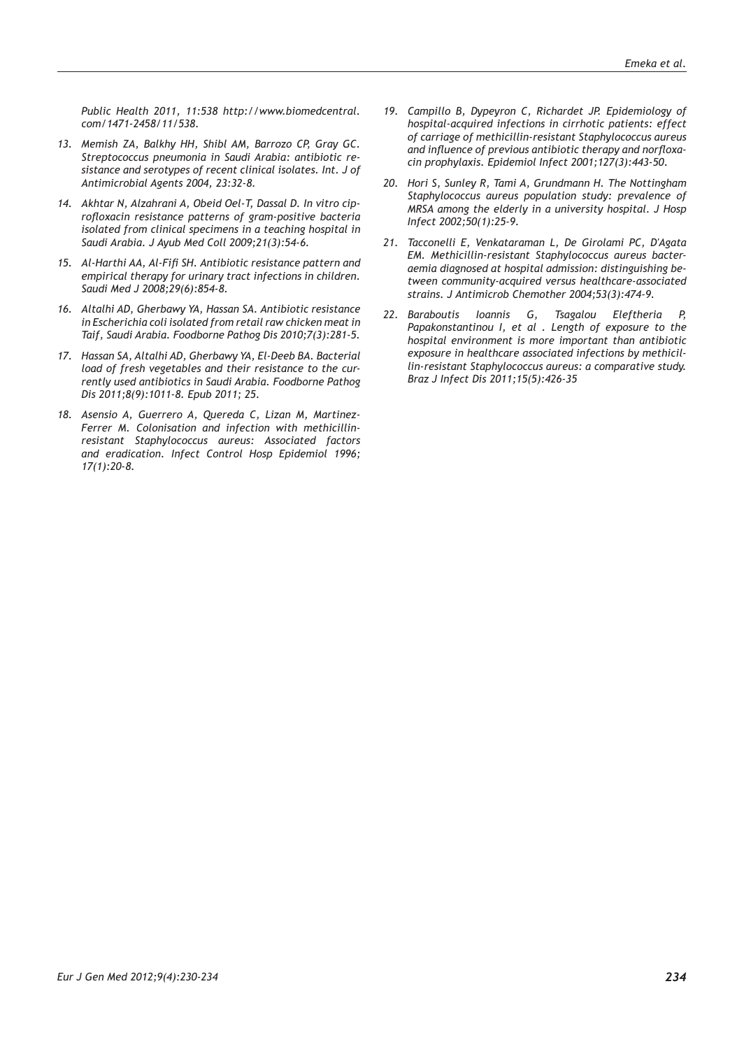*Public Health 2011, 11:538 http://www.biomedcentral.com/1471-2458/11/538.*

13. *Memish ZA, Balkhy HH, Shibl AM, Barrozo CP, Gray GC. Streptococcus pneumonia in Saudi Arabia: antibiotic resistance and serotypes of recent clinical isolates. Int. J of Antimicrobial Agents 2004, 23:32-8.*
14. *Akhtar N, Alzahrani A, Obeid Oel-T, Dassal D. In vitro ciprofloxacin resistance patterns of gram-positive bacteria isolated from clinical specimens in a teaching hospital in Saudi Arabia. J Ayub Med Coll 2009;21(3):54-6.*
15. *Al-Harthi AA, Al-Fifi SH. Antibiotic resistance pattern and empirical therapy for urinary tract infections in children. Saudi Med J 2008;29(6):854-8.*
16. *Altalhi AD, Gherbawy YA, Hassan SA. Antibiotic resistance in Escherichia coli isolated from retail raw chicken meat in Taif, Saudi Arabia. Foodborne Pathog Dis 2010;7(3):281-5.*
17. *Hassan SA, Altalhi AD, Gherbawy YA, El-Deeb BA. Bacterial load of fresh vegetables and their resistance to the currently used antibiotics in Saudi Arabia. Foodborne Pathog Dis 2011;8(9):1011-8. Epub 2011; 25.*
18. *Asensio A, Guerrero A, Quereda C, Lizan M, Martinez-Ferrer M. Colonisation and infection with methicillin-resistant Staphylococcus aureus: Associated factors and eradication. Infect Control Hosp Epidemiol 1996; 17(1):20-8.*
19. *Campillo B, Dypeyron C, Richardet JP. Epidemiology of hospital-acquired infections in cirrhotic patients: effect of carriage of methicillin-resistant Staphylococcus aureus and influence of previous antibiotic therapy and norfloxacin prophylaxis. Epidemiol Infect 2001;127(3):443-50.*
20. *Hori S, Sunley R, Tami A, Grundmann H. The Nottingham Staphylococcus aureus population study: prevalence of MRSA among the elderly in a university hospital. J Hosp Infect 2002;50(1):25-9.*
21. *Tacconelli E, Venkataraman L, De Girolami PC, D'Agata EM. Methicillin-resistant Staphylococcus aureus bacteraemia diagnosed at hospital admission: distinguishing between community-acquired versus healthcare-associated strains. J Antimicrob Chemother 2004;53(3):474-9.*
22. *Baraboutis Ioannis G, Tsagalou Eleftheria P, Papakonstantinou I, et al . Length of exposure to the hospital environment is more important than antibiotic exposure in healthcare associated infections by methicillin-resistant Staphylococcus aureus: a comparative study. Braz J Infect Dis 2011;15(5):426-35*